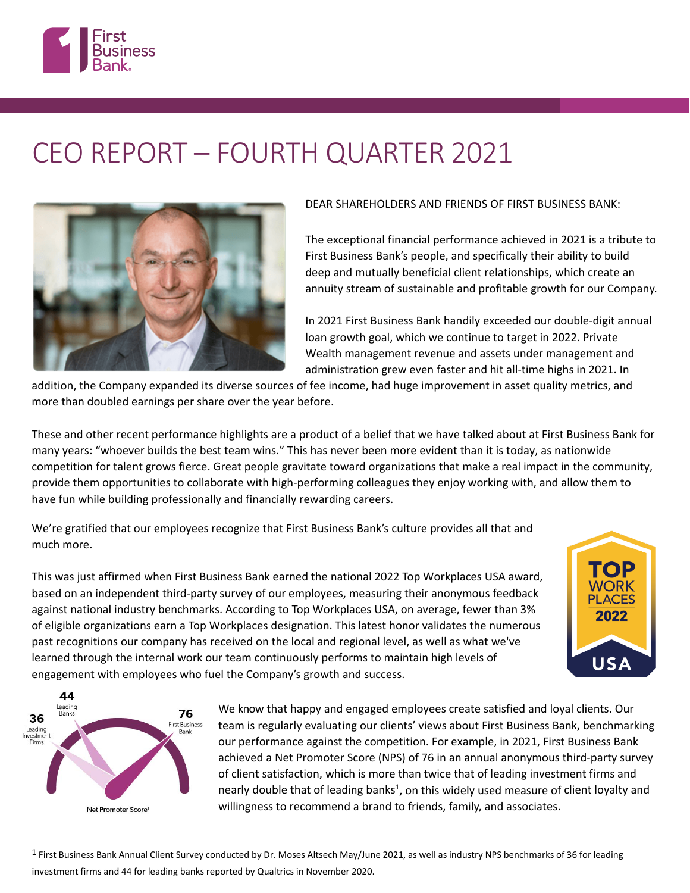# CEO REPORT – FOURTH QUARTER 2021

DEAR SHAREHOLDERS AND FRIENDS OF FIRST BUSINESS BANK:

The exceptional financial performance achieved in 2021 is a tribute to First Business Bank's people, and specifically their ability to build deep and mutually beneficial client relationships, which create an annuity stream of sustainable and profitable growth for our Company.

In 2021 First Business Bank handily exceeded our double-digit annual loan growth goal, which we continue to target in 2022. Private Wealth management revenue and assets under management and administration grew even faster and hit all-time highs in 2021. In addition, the Company expanded its diverse sources of fee income, had huge improvement in asset quality metrics, and more than doubled earnings per share over the year before.

These and other recent performance highlights are a product of a belief that we have talked about at First Business Bank for many years: "whoever builds the best team wins." This has never been more evident than it is today, as nationwide competition for talent grows fierce. Great people gravitate toward organizations that make a real impact in the community, provide them opportunities to collaborate with high-performing colleagues they enjoy working with, and allow them to have fun while building professionally and financially rewarding careers.

We're gratified that our employees recognize that First Business Bank's culture provides all that and much more.

This was just affirmed when First Business Bank earned the national 2022 Top Workplaces USA award, based on an independent third-party survey of our employees, measuring their anonymous feedback against national industry benchmarks. According to Top Workplaces USA, on average, fewer than 3% of eligible organizations earn a Top Workplaces designation. This latest honor validates the numerous past recognitions our company has received on the local and regional level, as well as what we've learned through the internal work our team continuously performs to maintain high levels of engagement with employees who fuel the Company's growth and success.

We know that happy and engaged employees create satisfied and loyal clients. Our team is regularly evaluating our clients' views about First Business Bank, benchmarking our performance against the competition. For example, in 2021, First Business Bank achieved a Net Promoter Score (NPS) of 76 in an annual anonymous third-party survey of client satisfaction, which is more than twice that of leading investment firms and nearly double that of leading banks[1], on this widely used measure of client loyalty and willingness to recommend a brand to friends, family, and associates.

Net Promoter Score[1]: 36 Leading Investment Firms; 44 Leading Banks; 76 First Business Bank

[1] First Business Bank Annual Client Survey conducted by Dr. Moses Altsech May/June 2021, as well as industry NPS benchmarks of 36 for leading investment firms and 44 for leading banks reported by Qualtrics in November 2020.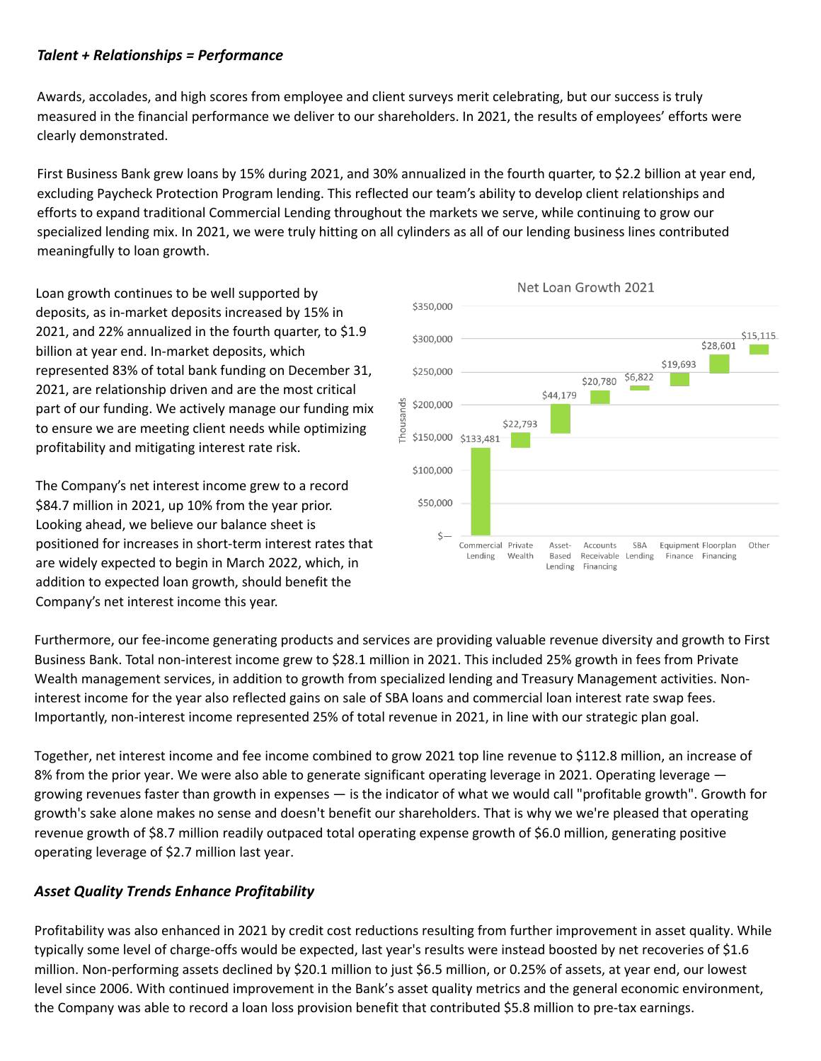### *Talent + Relationships = Performance*

Awards, accolades, and high scores from employee and client surveys merit celebrating, but our success is truly measured in the financial performance we deliver to our shareholders. In 2021, the results of employees' efforts were clearly demonstrated.

First Business Bank grew loans by 15% during 2021, and 30% annualized in the fourth quarter, to $2.2 billion at year end, excluding Paycheck Protection Program lending. This reflected our team's ability to develop client relationships and efforts to expand traditional Commercial Lending throughout the markets we serve, while continuing to grow our specialized lending mix. In 2021, we were truly hitting on all cylinders as all of our lending business lines contributed meaningfully to loan growth.

Loan growth continues to be well supported by deposits, as in-market deposits increased by 15% in 2021, and 22% annualized in the fourth quarter, to $1.9 billion at year end. In-market deposits, which represented 83% of total bank funding on December 31, 2021, are relationship driven and are the most critical part of our funding. We actively manage our funding mix to ensure we are meeting client needs while optimizing profitability and mitigating interest rate risk.

**Net Loan Growth 2021** (Thousands)

| Business Line | Net Loan Growth |
|---|---|
| Commercial Lending | $133,481 |
| Private Wealth | $22,793 |
| Asset-Based Lending | $44,179 |
| Accounts Receivable Financing | $20,780 |
| SBA Lending | $6,822 |
| Equipment Finance | $19,693 |
| Floorplan Financing | $28,601 |
| Other | $15,115 |

The Company's net interest income grew to a record $84.7 million in 2021, up 10% from the year prior. Looking ahead, we believe our balance sheet is positioned for increases in short-term interest rates that are widely expected to begin in March 2022, which, in addition to expected loan growth, should benefit the Company's net interest income this year.

Furthermore, our fee-income generating products and services are providing valuable revenue diversity and growth to First Business Bank. Total non-interest income grew to $28.1 million in 2021. This included 25% growth in fees from Private Wealth management services, in addition to growth from specialized lending and Treasury Management activities. Non-interest income for the year also reflected gains on sale of SBA loans and commercial loan interest rate swap fees. Importantly, non-interest income represented 25% of total revenue in 2021, in line with our strategic plan goal.

Together, net interest income and fee income combined to grow 2021 top line revenue to $112.8 million, an increase of 8% from the prior year. We were also able to generate significant operating leverage in 2021. Operating leverage — growing revenues faster than growth in expenses — is the indicator of what we would call "profitable growth". Growth for growth's sake alone makes no sense and doesn't benefit our shareholders. That is why we we're pleased that operating revenue growth of $8.7 million readily outpaced total operating expense growth of $6.0 million, generating positive operating leverage of $2.7 million last year.

### *Asset Quality Trends Enhance Profitability*

Profitability was also enhanced in 2021 by credit cost reductions resulting from further improvement in asset quality. While typically some level of charge-offs would be expected, last year's results were instead boosted by net recoveries of $1.6 million. Non-performing assets declined by $20.1 million to just $6.5 million, or 0.25% of assets, at year end, our lowest level since 2006. With continued improvement in the Bank's asset quality metrics and the general economic environment, the Company was able to record a loan loss provision benefit that contributed $5.8 million to pre-tax earnings.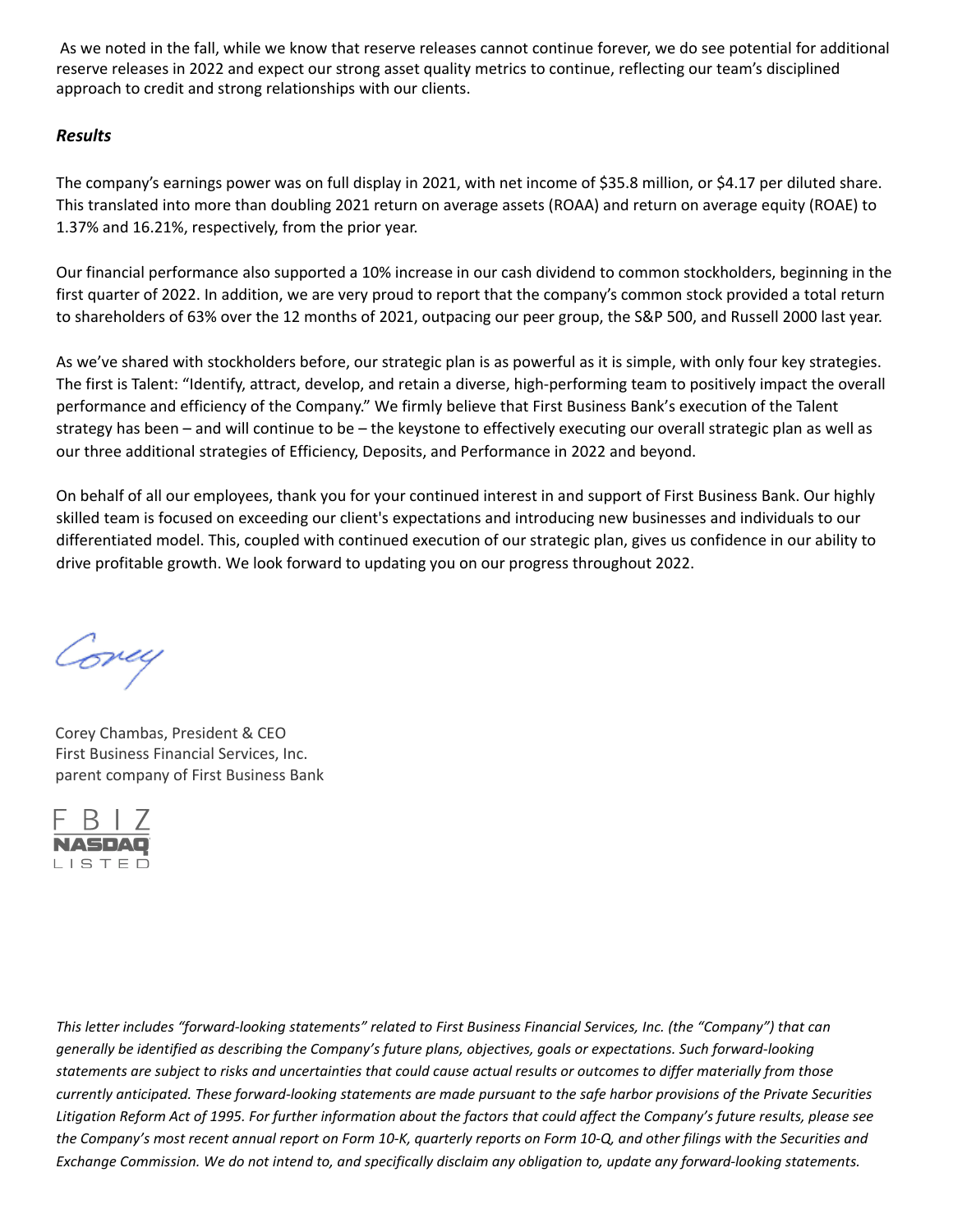As we noted in the fall, while we know that reserve releases cannot continue forever, we do see potential for additional reserve releases in 2022 and expect our strong asset quality metrics to continue, reflecting our team's disciplined approach to credit and strong relationships with our clients.

### *Results*

The company's earnings power was on full display in 2021, with net income of $35.8 million, or $4.17 per diluted share. This translated into more than doubling 2021 return on average assets (ROAA) and return on average equity (ROAE) to 1.37% and 16.21%, respectively, from the prior year.

Our financial performance also supported a 10% increase in our cash dividend to common stockholders, beginning in the first quarter of 2022. In addition, we are very proud to report that the company's common stock provided a total return to shareholders of 63% over the 12 months of 2021, outpacing our peer group, the S&P 500, and Russell 2000 last year.

As we've shared with stockholders before, our strategic plan is as powerful as it is simple, with only four key strategies. The first is Talent: "Identify, attract, develop, and retain a diverse, high-performing team to positively impact the overall performance and efficiency of the Company." We firmly believe that First Business Bank's execution of the Talent strategy has been – and will continue to be – the keystone to effectively executing our overall strategic plan as well as our three additional strategies of Efficiency, Deposits, and Performance in 2022 and beyond.

On behalf of all our employees, thank you for your continued interest in and support of First Business Bank. Our highly skilled team is focused on exceeding our client's expectations and introducing new businesses and individuals to our differentiated model. This, coupled with continued execution of our strategic plan, gives us confidence in our ability to drive profitable growth. We look forward to updating you on our progress throughout 2022.

Corey

Corey Chambas, President & CEO
First Business Financial Services, Inc.
parent company of First Business Bank

FBIZ
NASDAQ
LISTED

*This letter includes "forward-looking statements" related to First Business Financial Services, Inc. (the "Company") that can generally be identified as describing the Company's future plans, objectives, goals or expectations. Such forward-looking statements are subject to risks and uncertainties that could cause actual results or outcomes to differ materially from those currently anticipated. These forward-looking statements are made pursuant to the safe harbor provisions of the Private Securities Litigation Reform Act of 1995. For further information about the factors that could affect the Company's future results, please see the Company's most recent annual report on Form 10-K, quarterly reports on Form 10-Q, and other filings with the Securities and Exchange Commission. We do not intend to, and specifically disclaim any obligation to, update any forward-looking statements.*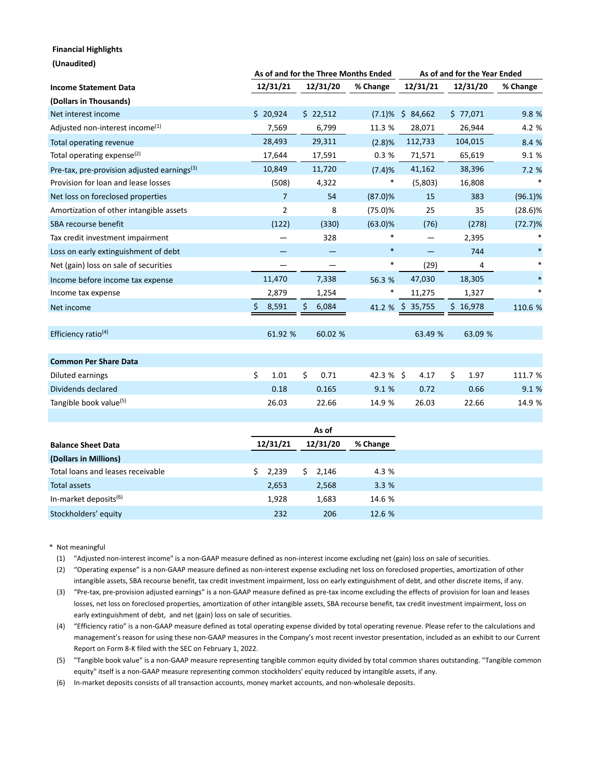**Financial Highlights**

**(Unaudited)**

| Income Statement Data | As of and for the Three Months Ended | | | As of and for the Year Ended | | |
|---|---|---|---|---|---|---|
| | 12/31/21 | 12/31/20 | % Change | 12/31/21 | 12/31/20 | % Change |
| **(Dollars in Thousands)** | | | | | | |
| Net interest income | $ 20,924 | $ 22,512 | (7.1)% | $ 84,662 | $ 77,071 | 9.8 % |
| Adjusted non-interest income[(1)] | 7,569 | 6,799 | 11.3 % | 28,071 | 26,944 | 4.2 % |
| Total operating revenue | 28,493 | 29,311 | (2.8)% | 112,733 | 104,015 | 8.4 % |
| Total operating expense[(2)] | 17,644 | 17,591 | 0.3 % | 71,571 | 65,619 | 9.1 % |
| Pre-tax, pre-provision adjusted earnings[(3)] | 10,849 | 11,720 | (7.4)% | 41,162 | 38,396 | 7.2 % |
| Provision for loan and lease losses | (508) | 4,322 | * | (5,803) | 16,808 | * |
| Net loss on foreclosed properties | 7 | 54 | (87.0)% | 15 | 383 | (96.1)% |
| Amortization of other intangible assets | 2 | 8 | (75.0)% | 25 | 35 | (28.6)% |
| SBA recourse benefit | (122) | (330) | (63.0)% | (76) | (278) | (72.7)% |
| Tax credit investment impairment | — | 328 | * | — | 2,395 | * |
| Loss on early extinguishment of debt | — | — | * | — | 744 | * |
| Net (gain) loss on sale of securities | — | — | * | (29) | 4 | * |
| Income before income tax expense | 11,470 | 7,338 | 56.3 % | 47,030 | 18,305 | * |
| Income tax expense | 2,879 | 1,254 | * | 11,275 | 1,327 | * |
| Net income | $ 8,591 | $ 6,084 | 41.2 % | $ 35,755 | $ 16,978 | 110.6 % |
| | | | | | | |
| Efficiency ratio[(4)] | 61.92 % | 60.02 % | | 63.49 % | 63.09 % | |
| | | | | | | |
| **Common Per Share Data** | | | | | | |
| Diluted earnings | $ 1.01 | $ 0.71 | 42.3 % | $ 4.17 | $ 1.97 | 111.7 % |
| Dividends declared | 0.18 | 0.165 | 9.1 % | 0.72 | 0.66 | 9.1 % |
| Tangible book value[(5)] | 26.03 | 22.66 | 14.9 % | 26.03 | 22.66 | 14.9 % |

| Balance Sheet Data | As of | | |
|---|---|---|---|
| | 12/31/21 | 12/31/20 | % Change |
| **(Dollars in Millions)** | | | |
| Total loans and leases receivable | $ 2,239 | $ 2,146 | 4.3 % |
| Total assets | 2,653 | 2,568 | 3.3 % |
| In-market deposits[(6)] | 1,928 | 1,683 | 14.6 % |
| Stockholders' equity | 232 | 206 | 12.6 % |

\* Not meaningful

(1) "Adjusted non-interest income" is a non-GAAP measure defined as non-interest income excluding net (gain) loss on sale of securities.

(2) "Operating expense" is a non-GAAP measure defined as non-interest expense excluding net loss on foreclosed properties, amortization of other intangible assets, SBA recourse benefit, tax credit investment impairment, loss on early extinguishment of debt, and other discrete items, if any.

(3) "Pre-tax, pre-provision adjusted earnings" is a non-GAAP measure defined as pre-tax income excluding the effects of provision for loan and leases losses, net loss on foreclosed properties, amortization of other intangible assets, SBA recourse benefit, tax credit investment impairment, loss on early extinguishment of debt, and net (gain) loss on sale of securities.

(4) "Efficiency ratio" is a non-GAAP measure defined as total operating expense divided by total operating revenue. Please refer to the calculations and management's reason for using these non-GAAP measures in the Company's most recent investor presentation, included as an exhibit to our Current Report on Form 8-K filed with the SEC on February 1, 2022.

(5) "Tangible book value" is a non-GAAP measure representing tangible common equity divided by total common shares outstanding. "Tangible common equity" itself is a non-GAAP measure representing common stockholders' equity reduced by intangible assets, if any.

(6) In-market deposits consists of all transaction accounts, money market accounts, and non-wholesale deposits.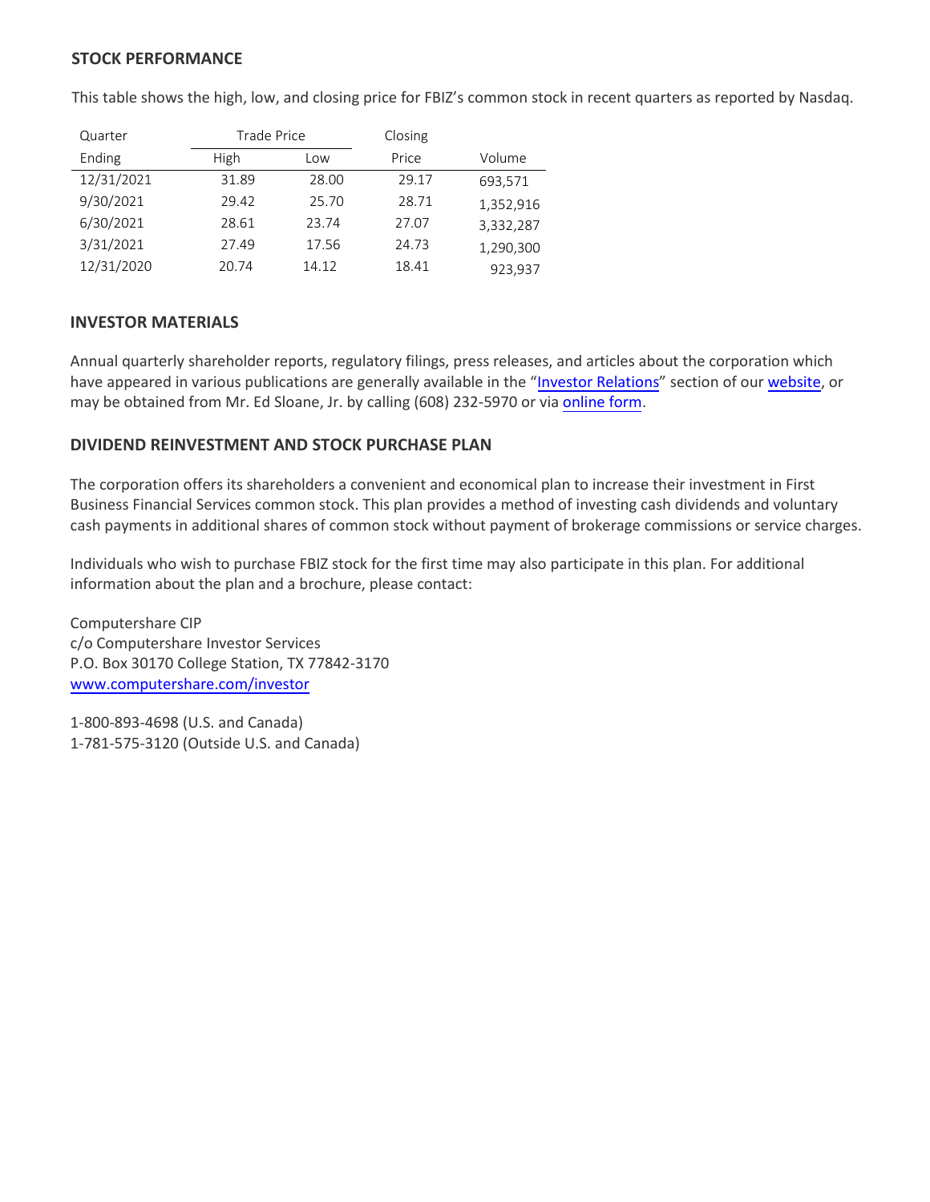## STOCK PERFORMANCE

This table shows the high, low, and closing price for FBIZ's common stock in recent quarters as reported by Nasdaq.

| Quarter | Trade Price | | Closing | |
|---|---|---|---|---|
| Ending | High | Low | Price | Volume |
| 12/31/2021 | 31.89 | 28.00 | 29.17 | 693,571 |
| 9/30/2021 | 29.42 | 25.70 | 28.71 | 1,352,916 |
| 6/30/2021 | 28.61 | 23.74 | 27.07 | 3,332,287 |
| 3/31/2021 | 27.49 | 17.56 | 24.73 | 1,290,300 |
| 12/31/2020 | 20.74 | 14.12 | 18.41 | 923,937 |

## INVESTOR MATERIALS

Annual quarterly shareholder reports, regulatory filings, press releases, and articles about the corporation which have appeared in various publications are generally available in the "Investor Relations" section of our website, or may be obtained from Mr. Ed Sloane, Jr. by calling (608) 232-5970 or via online form.

## DIVIDEND REINVESTMENT AND STOCK PURCHASE PLAN

The corporation offers its shareholders a convenient and economical plan to increase their investment in First Business Financial Services common stock. This plan provides a method of investing cash dividends and voluntary cash payments in additional shares of common stock without payment of brokerage commissions or service charges.

Individuals who wish to purchase FBIZ stock for the first time may also participate in this plan. For additional information about the plan and a brochure, please contact:

Computershare CIP
c/o Computershare Investor Services
P.O. Box 30170 College Station, TX 77842-3170
www.computershare.com/investor

1-800-893-4698 (U.S. and Canada)
1-781-575-3120 (Outside U.S. and Canada)